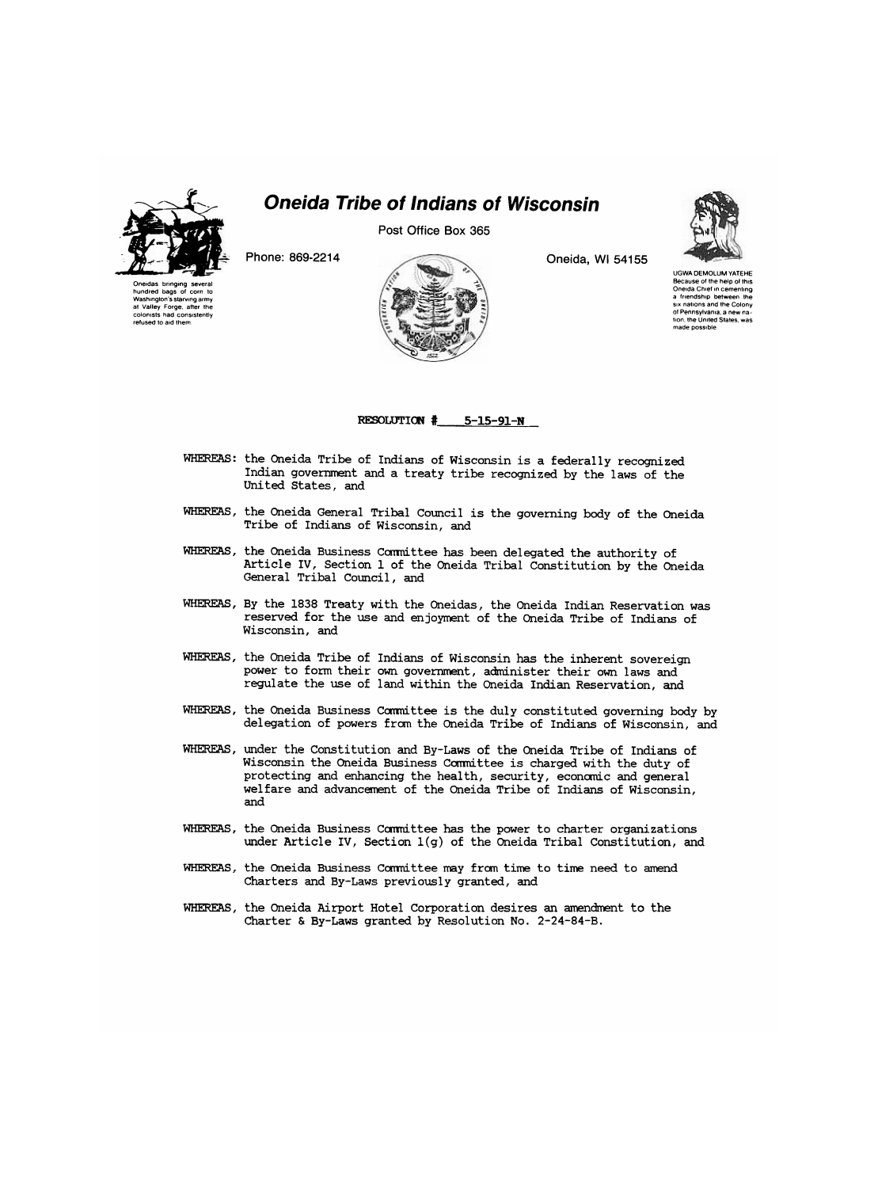# Oneida Tribe of Indians of Wisconsin

Post Office Box 365

Phone: 869-2214

Oneida, WI 54155

Oneidas bringing several hundred bags of corn to Washington's starving army at Valley Forge, after the colonists had consistently refused to aid them

UGWA DEMOLUM YATEHE
Because of the help of this Oneida Chief in cementing a friendship between the six nations and the Colony of Pennsylvania, a new nation, the United States, was made possible

**RESOLUTION # 5-15-91-N**

**WHEREAS:** the Oneida Tribe of Indians of Wisconsin is a federally recognized Indian government and a treaty tribe recognized by the laws of the United States, and

**WHEREAS,** the Oneida General Tribal Council is the governing body of the Oneida Tribe of Indians of Wisconsin, and

**WHEREAS,** the Oneida Business Committee has been delegated the authority of Article IV, Section 1 of the Oneida Tribal Constitution by the Oneida General Tribal Council, and

**WHEREAS,** By the 1838 Treaty with the Oneidas, the Oneida Indian Reservation was reserved for the use and enjoyment of the Oneida Tribe of Indians of Wisconsin, and

**WHEREAS,** the Oneida Tribe of Indians of Wisconsin has the inherent sovereign power to form their own government, administer their own laws and regulate the use of land within the Oneida Indian Reservation, and

**WHEREAS,** the Oneida Business Committee is the duly constituted governing body by delegation of powers from the Oneida Tribe of Indians of Wisconsin, and

**WHEREAS,** under the Constitution and By-Laws of the Oneida Tribe of Indians of Wisconsin the Oneida Business Committee is charged with the duty of protecting and enhancing the health, security, economic and general welfare and advancement of the Oneida Tribe of Indians of Wisconsin, and

**WHEREAS,** the Oneida Business Committee has the power to charter organizations under Article IV, Section 1(g) of the Oneida Tribal Constitution, and

**WHEREAS,** the Oneida Business Committee may from time to time need to amend Charters and By-Laws previously granted, and

**WHEREAS,** the Oneida Airport Hotel Corporation desires an amendment to the Charter & By-Laws granted by Resolution No. 2-24-84-B.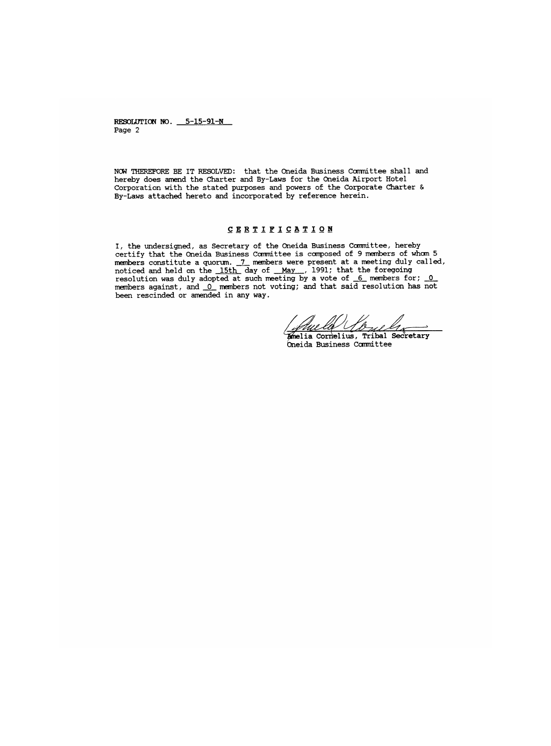RESOLUTION NO. 5-15-91-N
Page 2

NOW THEREFORE BE IT RESOLVED: that the Oneida Business Committee shall and hereby does amend the Charter and By-Laws for the Oneida Airport Hotel Corporation with the stated purposes and powers of the Corporate Charter & By-Laws attached hereto and incorporated by reference herein.

## CERTIFICATION

I, the undersigned, as Secretary of the Oneida Business Committee, hereby certify that the Oneida Business Committee is composed of 9 members of whom 5 members constitute a quorum. 7 members were present at a meeting duly called, noticed and held on the 15th day of May, 1991; that the foregoing resolution was duly adopted at such meeting by a vote of 6 members for; 0 members against, and 0 members not voting; and that said resolution has not been rescinded or amended in any way.

Amelia Cornelius, Tribal Secretary
Oneida Business Committee